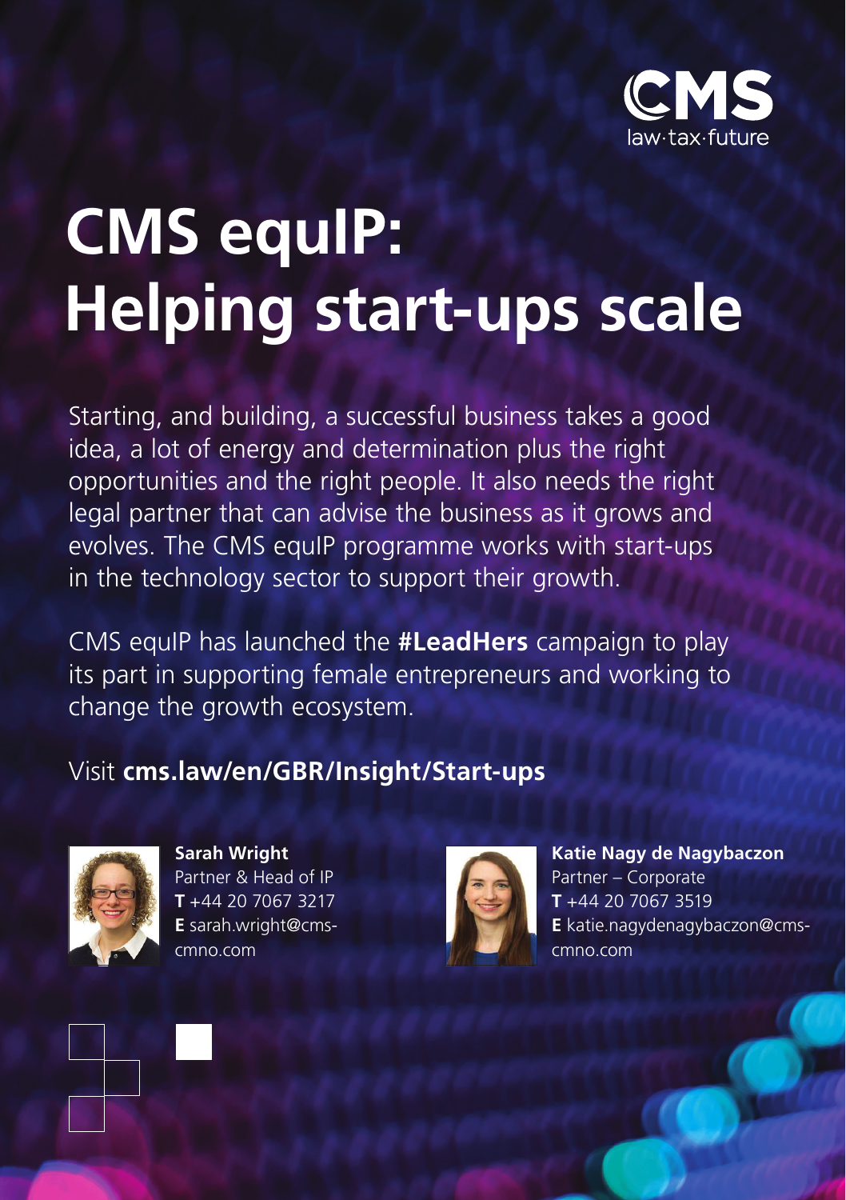CMS
law·tax·future

# CMS equIP: Helping start-ups scale

Starting, and building, a successful business takes a good idea, a lot of energy and determination plus the right opportunities and the right people. It also needs the right legal partner that can advise the business as it grows and evolves. The CMS equIP programme works with start-ups in the technology sector to support their growth.

CMS equIP has launched the **#LeadHers** campaign to play its part in supporting female entrepreneurs and working to change the growth ecosystem.

Visit **cms.law/en/GBR/Insight/Start-ups**

**Sarah Wright**
Partner & Head of IP
**T** +44 20 7067 3217
**E** sarah.wright@cms-cmno.com

**Katie Nagy de Nagybaczon**
Partner – Corporate
**T** +44 20 7067 3519
**E** katie.nagydenagybaczon@cms-cmno.com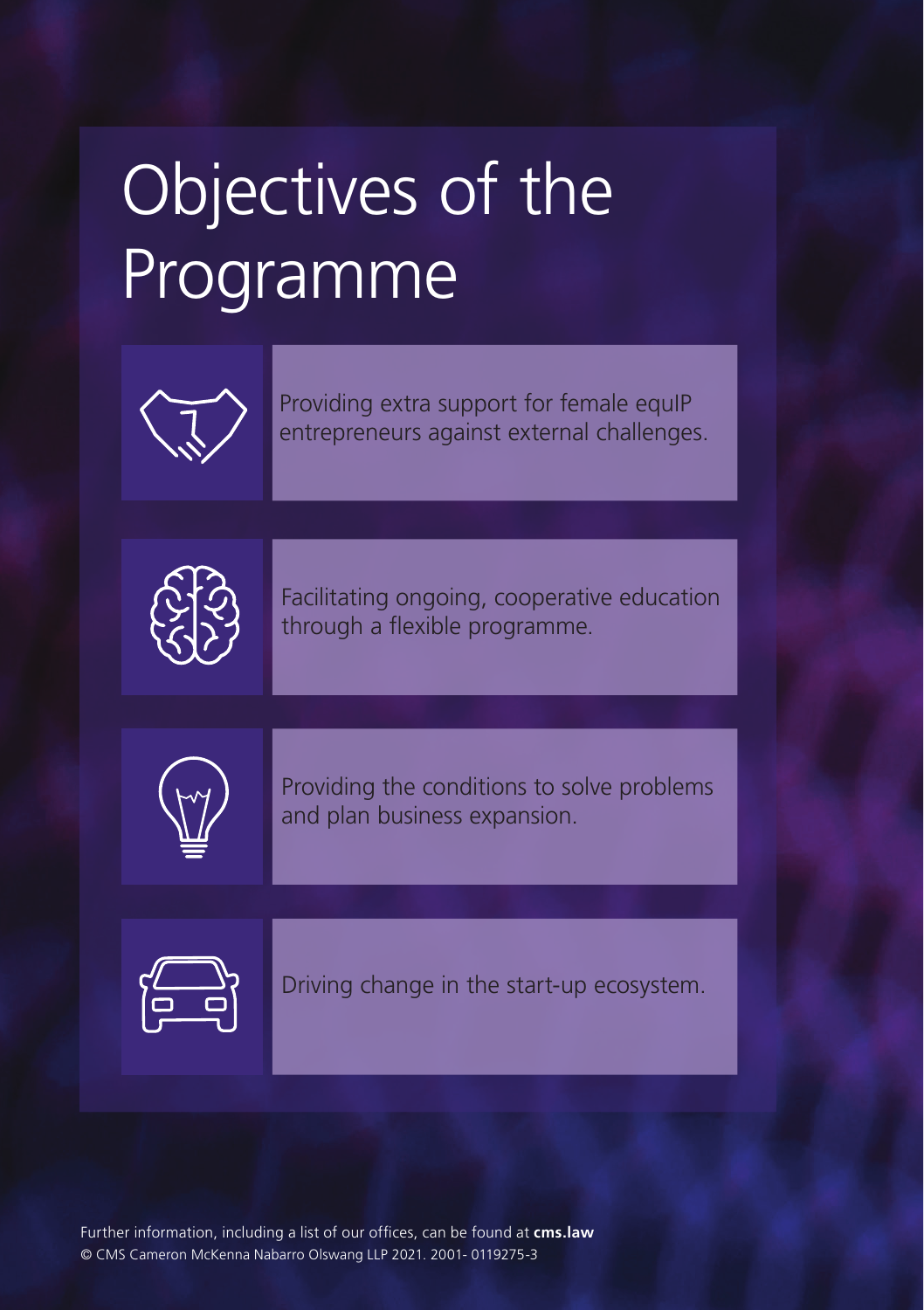# Objectives of the Programme

- Providing extra support for female equIP entrepreneurs against external challenges.
- Facilitating ongoing, cooperative education through a flexible programme.
- Providing the conditions to solve problems and plan business expansion.
- Driving change in the start-up ecosystem.

Further information, including a list of our offices, can be found at **cms.law**

© CMS Cameron McKenna Nabarro Olswang LLP 2021. 2001- 0119275-3